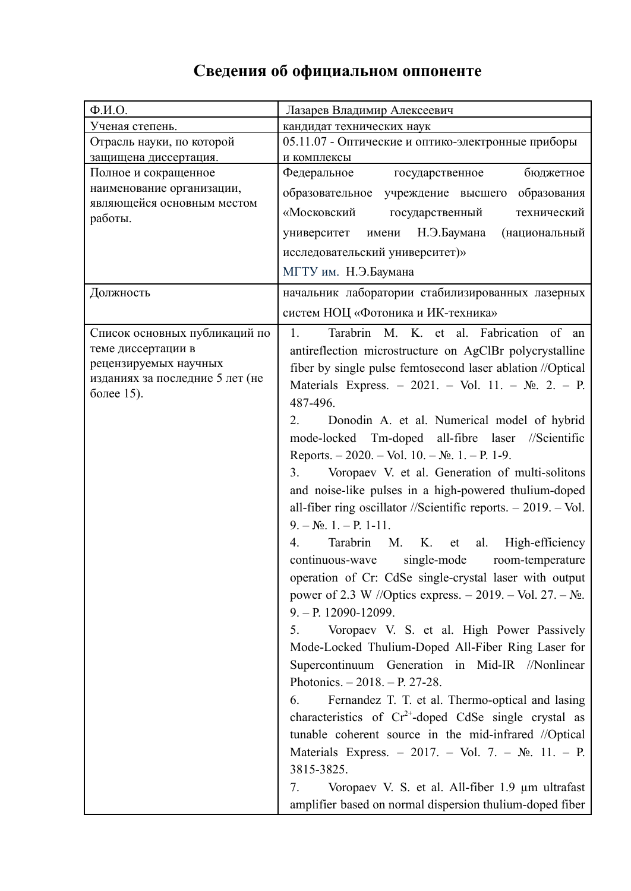# Сведения об официальном оппоненте

| | |
|---|---|
| Ф.И.О. | Лазарев Владимир Алексеевич |
| Ученая степень. | кандидат технических наук |
| Отрасль науки, по которой защищена диссертация. | 05.11.07 - Оптические и оптико-электронные приборы и комплексы |
| Полное и сокращенное наименование организации, являющейся основным местом работы. | Федеральное государственное бюджетное образовательное учреждение высшего образования «Московский государственный технический университет имени Н.Э.Баумана (национальный исследовательский университет)» МГТУ им. Н.Э.Баумана |
| Должность | начальник лаборатории стабилизированных лазерных систем НОЦ «Фотоника и ИК-техника» |
| Список основных публикаций по теме диссертации в рецензируемых научных изданиях за последние 5 лет (не более 15). | 1. Tarabrin M. K. et al. Fabrication of an antireflection microstructure on AgClBr polycrystalline fiber by single pulse femtosecond laser ablation //Optical Materials Express. – 2021. – Vol. 11. – №. 2. – P. 487-496. <br> 2. Donodin A. et al. Numerical model of hybrid mode-locked Tm-doped all-fibre laser //Scientific Reports. – 2020. – Vol. 10. – №. 1. – P. 1-9. <br> 3. Voropaev V. et al. Generation of multi-solitons and noise-like pulses in a high-powered thulium-doped all-fiber ring oscillator //Scientific reports. – 2019. – Vol. 9. – №. 1. – P. 1-11. <br> 4. Tarabrin M. K. et al. High-efficiency continuous-wave single-mode room-temperature operation of Cr: CdSe single-crystal laser with output power of 2.3 W //Optics express. – 2019. – Vol. 27. – №. 9. – P. 12090-12099. <br> 5. Voropaev V. S. et al. High Power Passively Mode-Locked Thulium-Doped All-Fiber Ring Laser for Supercontinuum Generation in Mid-IR //Nonlinear Photonics. – 2018. – P. 27-28. <br> 6. Fernandez T. T. et al. Thermo-optical and lasing characteristics of $Cr^{2+}$-doped CdSe single crystal as tunable coherent source in the mid-infrared //Optical Materials Express. – 2017. – Vol. 7. – №. 11. – P. 3815-3825. <br> 7. Voropaev V. S. et al. All-fiber 1.9 μm ultrafast amplifier based on normal dispersion thulium-doped fiber |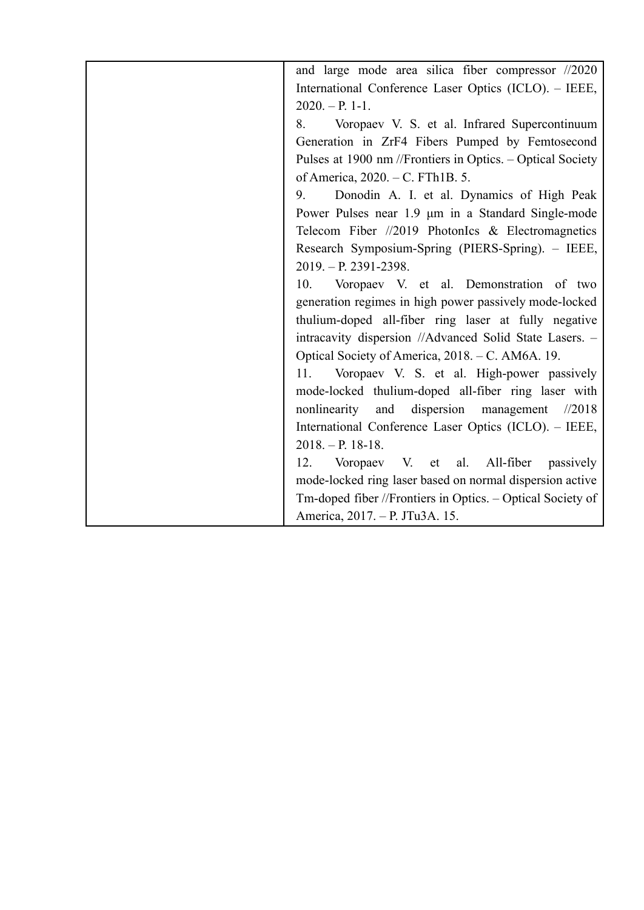| | |
|---|---|
| | and large mode area silica fiber compressor //2020 International Conference Laser Optics (ICLO). – IEEE, 2020. – P. 1-1.<br>8. Voropaev V. S. et al. Infrared Supercontinuum Generation in $ZrF_4$ Fibers Pumped by Femtosecond Pulses at 1900 nm //Frontiers in Optics. – Optical Society of America, 2020. – C. FTh1B. 5.<br>9. Donodin A. I. et al. Dynamics of High Peak Power Pulses near 1.9 μm in a Standard Single-mode Telecom Fiber //2019 PhotonIcs & Electromagnetics Research Symposium-Spring (PIERS-Spring). – IEEE, 2019. – P. 2391-2398.<br>10. Voropaev V. et al. Demonstration of two generation regimes in high power passively mode-locked thulium-doped all-fiber ring laser at fully negative intracavity dispersion //Advanced Solid State Lasers. – Optical Society of America, 2018. – C. AM6A. 19.<br>11. Voropaev V. S. et al. High-power passively mode-locked thulium-doped all-fiber ring laser with nonlinearity and dispersion management //2018 International Conference Laser Optics (ICLO). – IEEE, 2018. – P. 18-18.<br>12. Voropaev V. et al. All-fiber passively mode-locked ring laser based on normal dispersion active Tm-doped fiber //Frontiers in Optics. – Optical Society of America, 2017. – P. JTu3A. 15. |